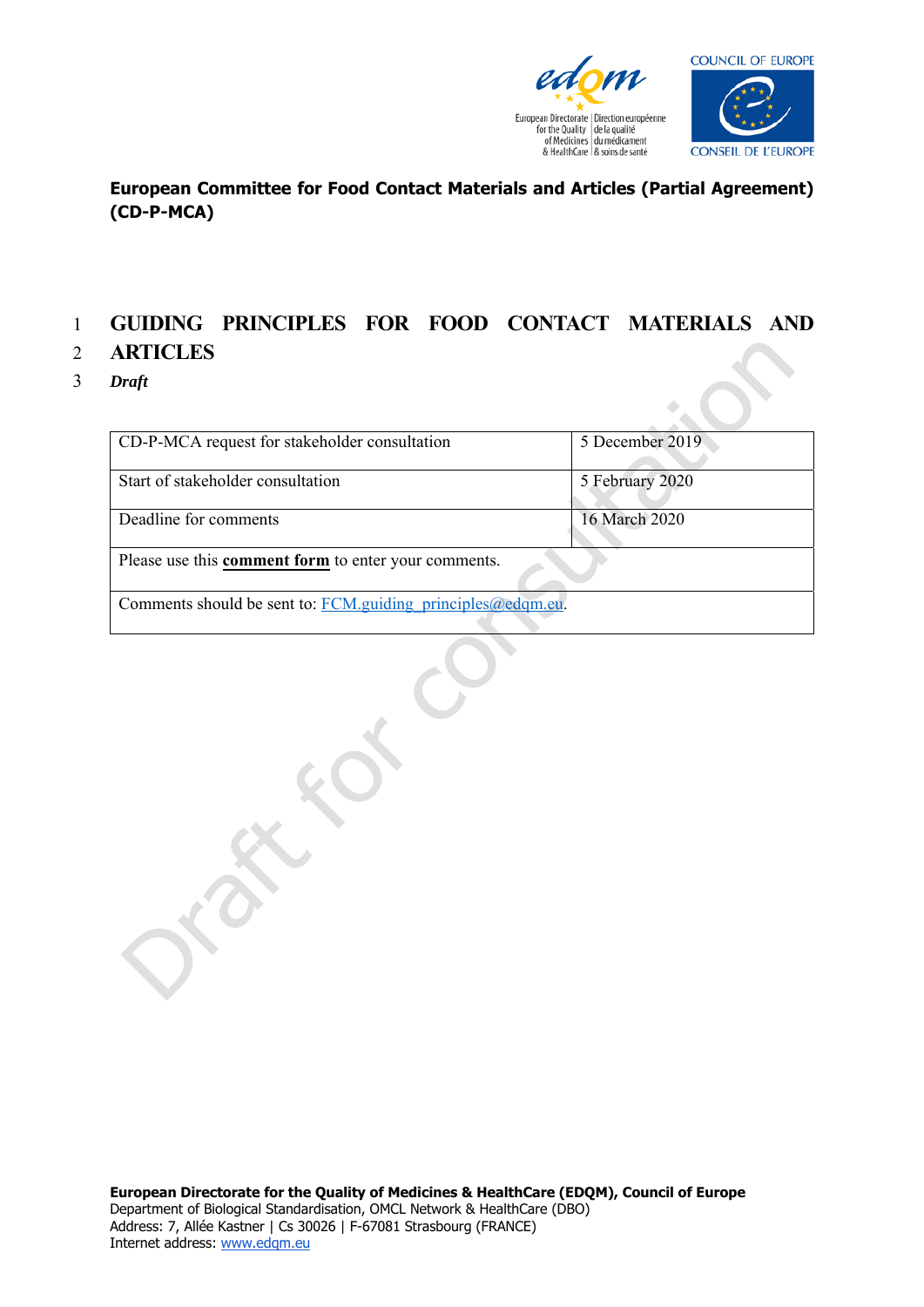**European Committee for Food Contact Materials and Articles (Partial Agreement) (CD-P-MCA)**

# GUIDING PRINCIPLES FOR FOOD CONTACT MATERIALS AND ARTICLES

***Draft***

| CD-P-MCA request for stakeholder consultation | 5 December 2019 |
|---|---|
| Start of stakeholder consultation | 5 February 2020 |
| Deadline for comments | 16 March 2020 |
| Please use this **comment form** to enter your comments. | |
| Comments should be sent to: FCM.guiding_principles@edqm.eu. | |

**European Directorate for the Quality of Medicines & HealthCare (EDQM), Council of Europe**
Department of Biological Standardisation, OMCL Network & HealthCare (DBO)
Address: 7, Allée Kastner | Cs 30026 | F-67081 Strasbourg (FRANCE)
Internet address: www.edqm.eu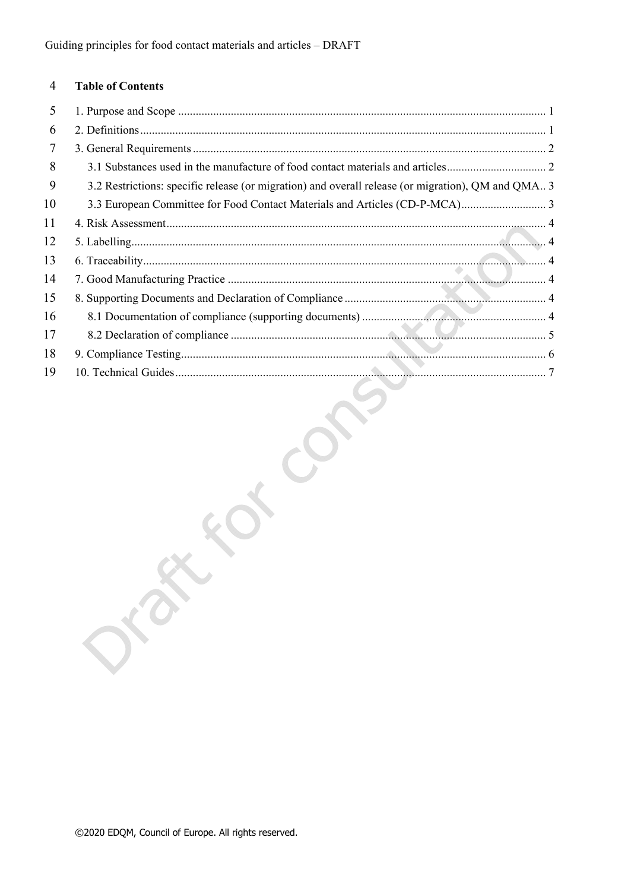**Table of Contents**

1. Purpose and Scope ............ 1
2. Definitions ............ 1
3. General Requirements ............ 2
   - 3.1 Substances used in the manufacture of food contact materials and articles ............ 2
   - 3.2 Restrictions: specific release (or migration) and overall release (or migration), QM and QMA ............ 3
   - 3.3 European Committee for Food Contact Materials and Articles (CD-P-MCA) ............ 3
4. Risk Assessment ............ 4
5. Labelling ............ 4
6. Traceability ............ 4
7. Good Manufacturing Practice ............ 4
8. Supporting Documents and Declaration of Compliance ............ 4
   - 8.1 Documentation of compliance (supporting documents) ............ 4
   - 8.2 Declaration of compliance ............ 5
9. Compliance Testing ............ 6
10. Technical Guides ............ 7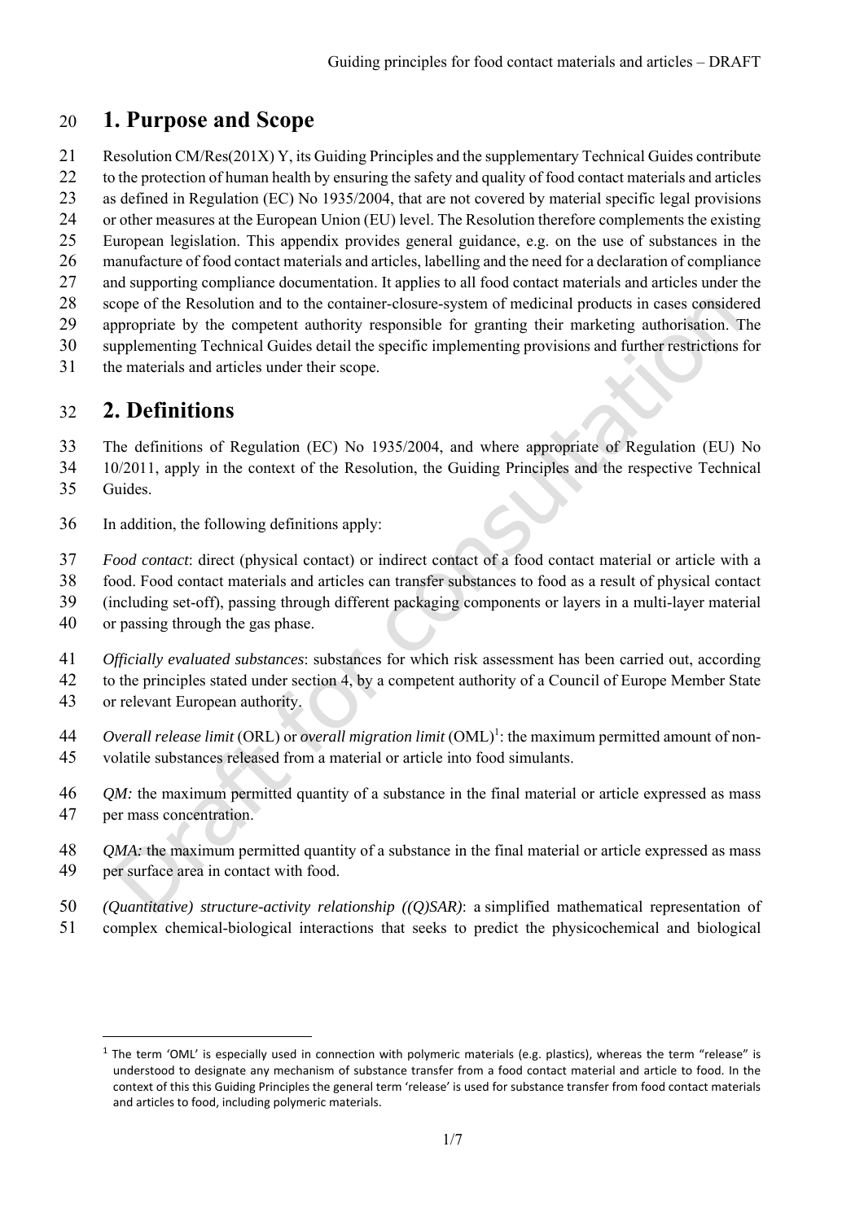## 1. Purpose and Scope

Resolution CM/Res(201X) Y, its Guiding Principles and the supplementary Technical Guides contribute to the protection of human health by ensuring the safety and quality of food contact materials and articles as defined in Regulation (EC) No 1935/2004, that are not covered by material specific legal provisions or other measures at the European Union (EU) level. The Resolution therefore complements the existing European legislation. This appendix provides general guidance, e.g. on the use of substances in the manufacture of food contact materials and articles, labelling and the need for a declaration of compliance and supporting compliance documentation. It applies to all food contact materials and articles under the scope of the Resolution and to the container-closure-system of medicinal products in cases considered appropriate by the competent authority responsible for granting their marketing authorisation. The supplementing Technical Guides detail the specific implementing provisions and further restrictions for the materials and articles under their scope.

## 2. Definitions

The definitions of Regulation (EC) No 1935/2004, and where appropriate of Regulation (EU) No 10/2011, apply in the context of the Resolution, the Guiding Principles and the respective Technical Guides.

In addition, the following definitions apply:

*Food contact*: direct (physical contact) or indirect contact of a food contact material or article with a food. Food contact materials and articles can transfer substances to food as a result of physical contact (including set-off), passing through different packaging components or layers in a multi-layer material or passing through the gas phase.

*Officially evaluated substances*: substances for which risk assessment has been carried out, according to the principles stated under section 4, by a competent authority of a Council of Europe Member State or relevant European authority.

*Overall release limit* (ORL) or *overall migration limit* (OML)[1]: the maximum permitted amount of non-volatile substances released from a material or article into food simulants.

*QM:* the maximum permitted quantity of a substance in the final material or article expressed as mass per mass concentration.

*QMA:* the maximum permitted quantity of a substance in the final material or article expressed as mass per surface area in contact with food.

*(Quantitative) structure-activity relationship ((Q)SAR)*: a simplified mathematical representation of complex chemical-biological interactions that seeks to predict the physicochemical and biological

[1] The term 'OML' is especially used in connection with polymeric materials (e.g. plastics), whereas the term "release" is understood to designate any mechanism of substance transfer from a food contact material and article to food. In the context of this this Guiding Principles the general term 'release' is used for substance transfer from food contact materials and articles to food, including polymeric materials.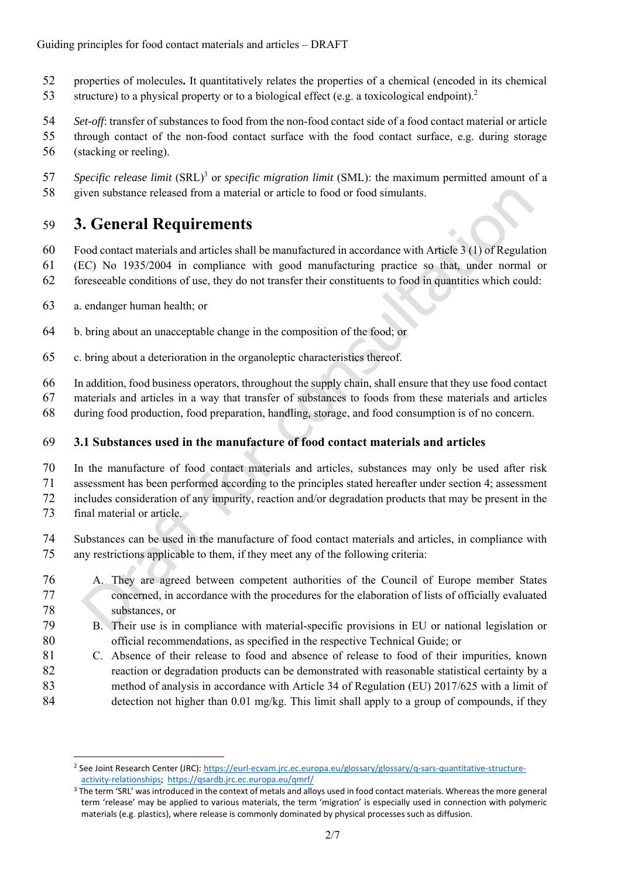properties of molecules**.** It quantitatively relates the properties of a chemical (encoded in its chemical structure) to a physical property or to a biological effect (e.g. a toxicological endpoint).[2]

*Set-off*: transfer of substances to food from the non-food contact side of a food contact material or article through contact of the non-food contact surface with the food contact surface, e.g. during storage (stacking or reeling).

*Specific release limit* (SRL)[3] or *specific migration limit* (SML): the maximum permitted amount of a given substance released from a material or article to food or food simulants.

# 3. General Requirements

Food contact materials and articles shall be manufactured in accordance with Article 3 (1) of Regulation (EC) No 1935/2004 in compliance with good manufacturing practice so that, under normal or foreseeable conditions of use, they do not transfer their constituents to food in quantities which could:

a. endanger human health; or

b. bring about an unacceptable change in the composition of the food; or

c. bring about a deterioration in the organoleptic characteristics thereof.

In addition, food business operators, throughout the supply chain, shall ensure that they use food contact materials and articles in a way that transfer of substances to foods from these materials and articles during food production, food preparation, handling, storage, and food consumption is of no concern.

## 3.1 Substances used in the manufacture of food contact materials and articles

In the manufacture of food contact materials and articles, substances may only be used after risk assessment has been performed according to the principles stated hereafter under section 4; assessment includes consideration of any impurity, reaction and/or degradation products that may be present in the final material or article.

Substances can be used in the manufacture of food contact materials and articles, in compliance with any restrictions applicable to them, if they meet any of the following criteria:

A. They are agreed between competent authorities of the Council of Europe member States concerned, in accordance with the procedures for the elaboration of lists of officially evaluated substances, or

B. Their use is in compliance with material-specific provisions in EU or national legislation or official recommendations, as specified in the respective Technical Guide; or

C. Absence of their release to food and absence of release to food of their impurities, known reaction or degradation products can be demonstrated with reasonable statistical certainty by a method of analysis in accordance with Article 34 of Regulation (EU) 2017/625 with a limit of detection not higher than 0.01 mg/kg. This limit shall apply to a group of compounds, if they

---

[2] See Joint Research Center (JRC): https://eurl-ecvam.jrc.ec.europa.eu/glossary/glossary/q-sars-quantitative-structure-activity-relationships; https://qsardb.jrc.ec.europa.eu/qmrf/

[3] The term 'SRL' was introduced in the context of metals and alloys used in food contact materials. Whereas the more general term 'release' may be applied to various materials, the term 'migration' is especially used in connection with polymeric materials (e.g. plastics), where release is commonly dominated by physical processes such as diffusion.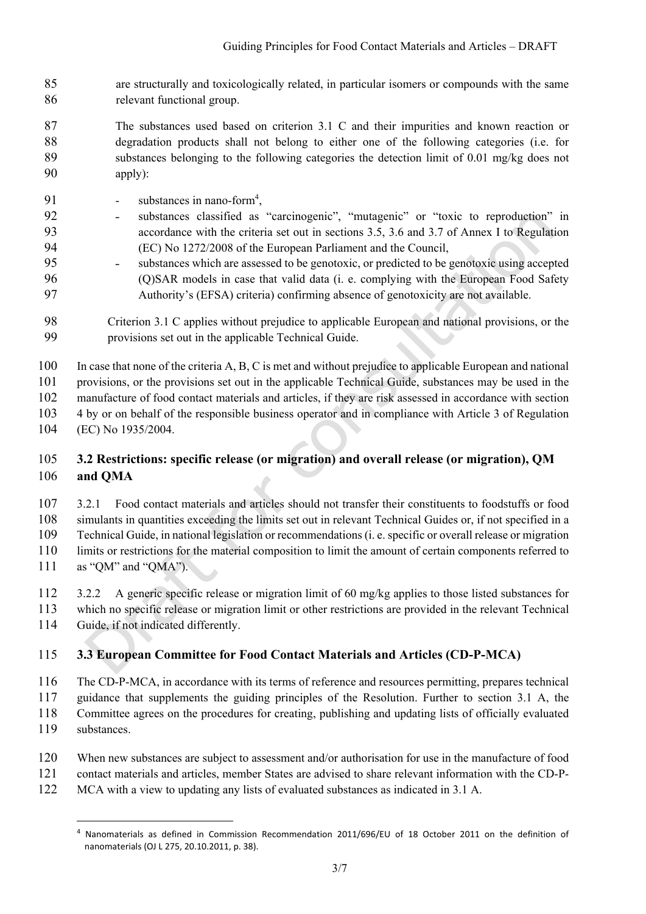are structurally and toxicologically related, in particular isomers or compounds with the same relevant functional group.

The substances used based on criterion 3.1 C and their impurities and known reaction or degradation products shall not belong to either one of the following categories (i.e. for substances belonging to the following categories the detection limit of 0.01 mg/kg does not apply):

- substances in nano-form[4],
- substances classified as "carcinogenic", "mutagenic" or "toxic to reproduction" in accordance with the criteria set out in sections 3.5, 3.6 and 3.7 of Annex I to Regulation (EC) No 1272/2008 of the European Parliament and the Council,
- substances which are assessed to be genotoxic, or predicted to be genotoxic using accepted (Q)SAR models in case that valid data (i. e. complying with the European Food Safety Authority's (EFSA) criteria) confirming absence of genotoxicity are not available.

Criterion 3.1 C applies without prejudice to applicable European and national provisions, or the provisions set out in the applicable Technical Guide.

In case that none of the criteria A, B, C is met and without prejudice to applicable European and national provisions, or the provisions set out in the applicable Technical Guide, substances may be used in the manufacture of food contact materials and articles, if they are risk assessed in accordance with section 4 by or on behalf of the responsible business operator and in compliance with Article 3 of Regulation (EC) No 1935/2004.

## 3.2 Restrictions: specific release (or migration) and overall release (or migration), QM and QMA

3.2.1 Food contact materials and articles should not transfer their constituents to foodstuffs or food simulants in quantities exceeding the limits set out in relevant Technical Guides or, if not specified in a Technical Guide, in national legislation or recommendations (i. e. specific or overall release or migration limits or restrictions for the material composition to limit the amount of certain components referred to as "QM" and "QMA").

3.2.2 A generic specific release or migration limit of 60 mg/kg applies to those listed substances for which no specific release or migration limit or other restrictions are provided in the relevant Technical Guide, if not indicated differently.

## 3.3 European Committee for Food Contact Materials and Articles (CD-P-MCA)

The CD-P-MCA, in accordance with its terms of reference and resources permitting, prepares technical guidance that supplements the guiding principles of the Resolution. Further to section 3.1 A, the Committee agrees on the procedures for creating, publishing and updating lists of officially evaluated substances.

When new substances are subject to assessment and/or authorisation for use in the manufacture of food contact materials and articles, member States are advised to share relevant information with the CD-P-MCA with a view to updating any lists of evaluated substances as indicated in 3.1 A.

---

[4] Nanomaterials as defined in Commission Recommendation 2011/696/EU of 18 October 2011 on the definition of nanomaterials (OJ L 275, 20.10.2011, p. 38).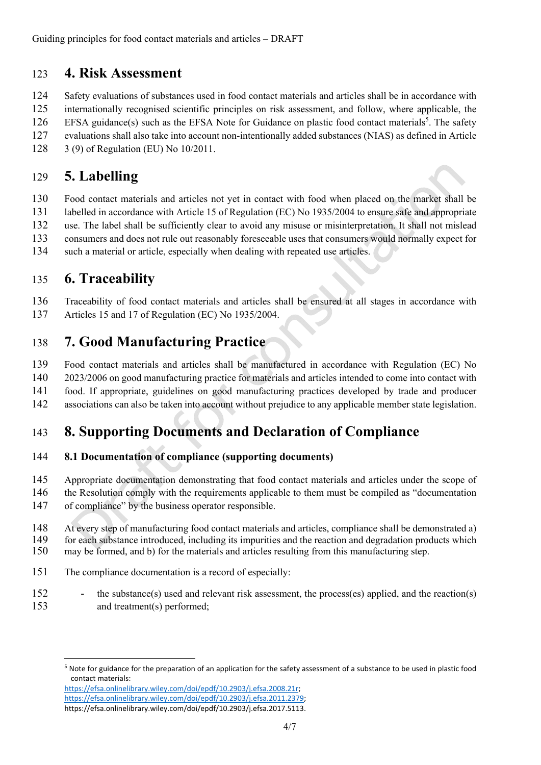# 4. Risk Assessment

Safety evaluations of substances used in food contact materials and articles shall be in accordance with internationally recognised scientific principles on risk assessment, and follow, where applicable, the EFSA guidance(s) such as the EFSA Note for Guidance on plastic food contact materials[5]. The safety evaluations shall also take into account non-intentionally added substances (NIAS) as defined in Article 3 (9) of Regulation (EU) No 10/2011.

# 5. Labelling

Food contact materials and articles not yet in contact with food when placed on the market shall be labelled in accordance with Article 15 of Regulation (EC) No 1935/2004 to ensure safe and appropriate use. The label shall be sufficiently clear to avoid any misuse or misinterpretation. It shall not mislead consumers and does not rule out reasonably foreseeable uses that consumers would normally expect for such a material or article, especially when dealing with repeated use articles.

# 6. Traceability

Traceability of food contact materials and articles shall be ensured at all stages in accordance with Articles 15 and 17 of Regulation (EC) No 1935/2004.

# 7. Good Manufacturing Practice

Food contact materials and articles shall be manufactured in accordance with Regulation (EC) No 2023/2006 on good manufacturing practice for materials and articles intended to come into contact with food. If appropriate, guidelines on good manufacturing practices developed by trade and producer associations can also be taken into account without prejudice to any applicable member state legislation.

# 8. Supporting Documents and Declaration of Compliance

## 8.1 Documentation of compliance (supporting documents)

Appropriate documentation demonstrating that food contact materials and articles under the scope of the Resolution comply with the requirements applicable to them must be compiled as "documentation of compliance" by the business operator responsible.

At every step of manufacturing food contact materials and articles, compliance shall be demonstrated a) for each substance introduced, including its impurities and the reaction and degradation products which may be formed, and b) for the materials and articles resulting from this manufacturing step.

The compliance documentation is a record of especially:

- the substance(s) used and relevant risk assessment, the process(es) applied, and the reaction(s) and treatment(s) performed;

---

[5] Note for guidance for the preparation of an application for the safety assessment of a substance to be used in plastic food contact materials:
https://efsa.onlinelibrary.wiley.com/doi/epdf/10.2903/j.efsa.2008.21r;
https://efsa.onlinelibrary.wiley.com/doi/epdf/10.2903/j.efsa.2011.2379;
https://efsa.onlinelibrary.wiley.com/doi/epdf/10.2903/j.efsa.2017.5113.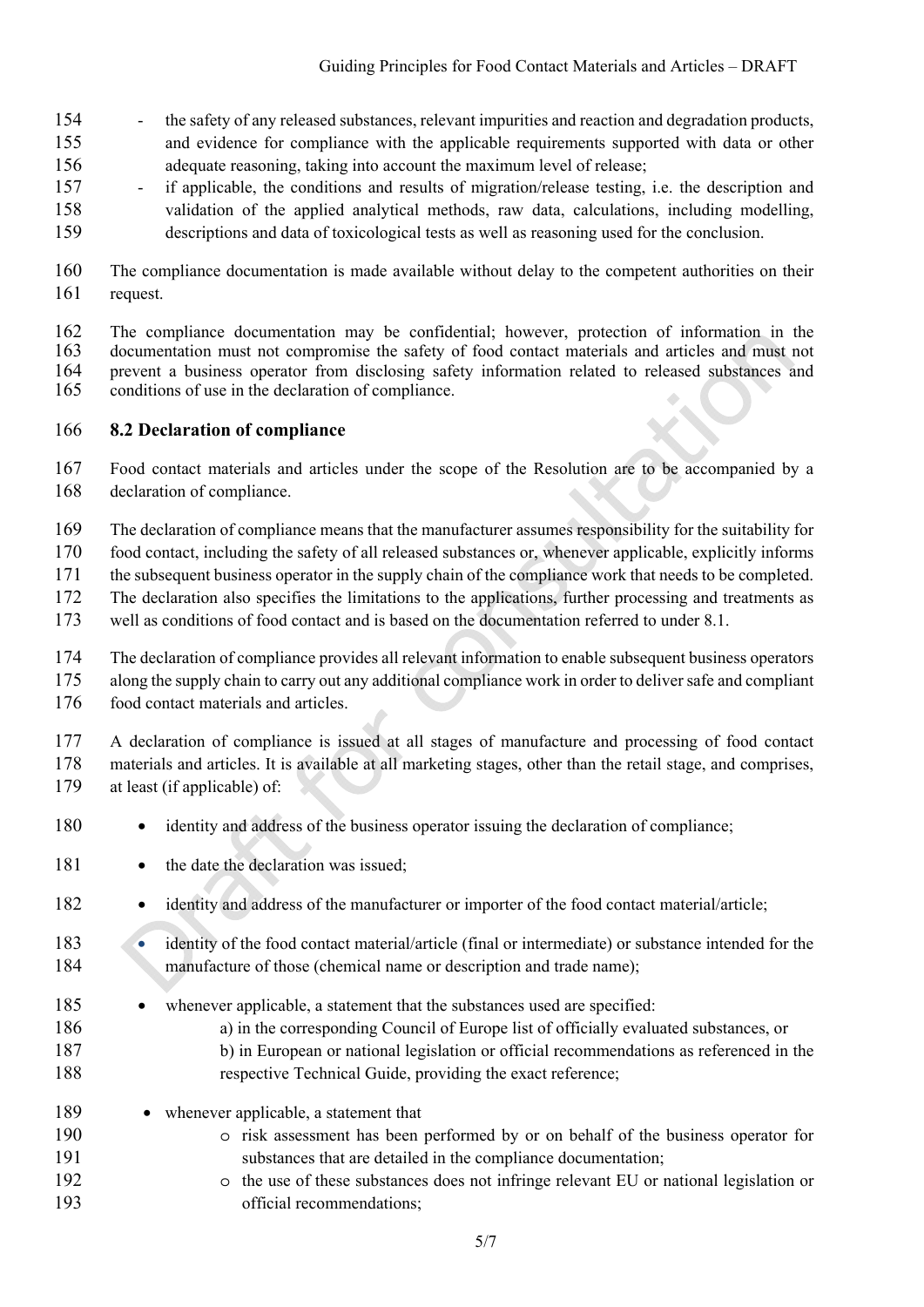- the safety of any released substances, relevant impurities and reaction and degradation products, and evidence for compliance with the applicable requirements supported with data or other adequate reasoning, taking into account the maximum level of release;
- if applicable, the conditions and results of migration/release testing, i.e. the description and validation of the applied analytical methods, raw data, calculations, including modelling, descriptions and data of toxicological tests as well as reasoning used for the conclusion.

The compliance documentation is made available without delay to the competent authorities on their request.

The compliance documentation may be confidential; however, protection of information in the documentation must not compromise the safety of food contact materials and articles and must not prevent a business operator from disclosing safety information related to released substances and conditions of use in the declaration of compliance.

### 8.2 Declaration of compliance

Food contact materials and articles under the scope of the Resolution are to be accompanied by a declaration of compliance.

The declaration of compliance means that the manufacturer assumes responsibility for the suitability for food contact, including the safety of all released substances or, whenever applicable, explicitly informs the subsequent business operator in the supply chain of the compliance work that needs to be completed. The declaration also specifies the limitations to the applications, further processing and treatments as well as conditions of food contact and is based on the documentation referred to under 8.1.

The declaration of compliance provides all relevant information to enable subsequent business operators along the supply chain to carry out any additional compliance work in order to deliver safe and compliant food contact materials and articles.

A declaration of compliance is issued at all stages of manufacture and processing of food contact materials and articles. It is available at all marketing stages, other than the retail stage, and comprises, at least (if applicable) of:

- identity and address of the business operator issuing the declaration of compliance;
- the date the declaration was issued;
- identity and address of the manufacturer or importer of the food contact material/article;
- identity of the food contact material/article (final or intermediate) or substance intended for the manufacture of those (chemical name or description and trade name);
- whenever applicable, a statement that the substances used are specified:
  - a) in the corresponding Council of Europe list of officially evaluated substances, or
  - b) in European or national legislation or official recommendations as referenced in the respective Technical Guide, providing the exact reference;
- whenever applicable, a statement that
  - risk assessment has been performed by or on behalf of the business operator for substances that are detailed in the compliance documentation;
  - the use of these substances does not infringe relevant EU or national legislation or official recommendations;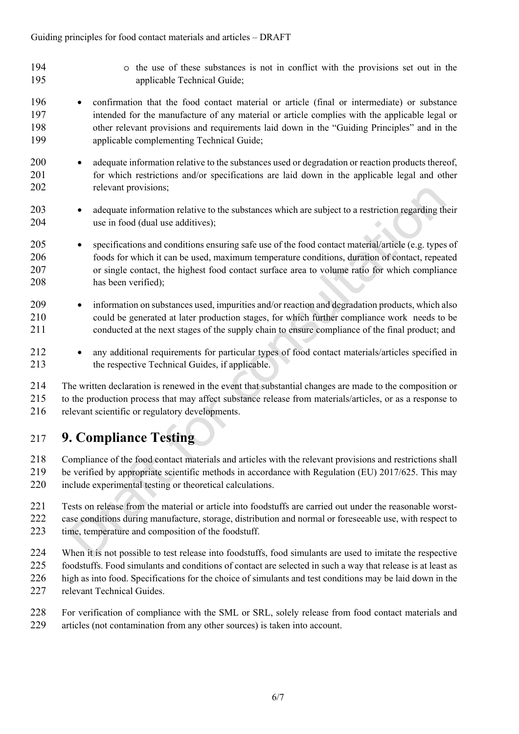- the use of these substances is not in conflict with the provisions set out in the applicable Technical Guide;

- confirmation that the food contact material or article (final or intermediate) or substance intended for the manufacture of any material or article complies with the applicable legal or other relevant provisions and requirements laid down in the "Guiding Principles" and in the applicable complementing Technical Guide;
- adequate information relative to the substances used or degradation or reaction products thereof, for which restrictions and/or specifications are laid down in the applicable legal and other relevant provisions;
- adequate information relative to the substances which are subject to a restriction regarding their use in food (dual use additives);
- specifications and conditions ensuring safe use of the food contact material/article (e.g. types of foods for which it can be used, maximum temperature conditions, duration of contact, repeated or single contact, the highest food contact surface area to volume ratio for which compliance has been verified);
- information on substances used, impurities and/or reaction and degradation products, which also could be generated at later production stages, for which further compliance work needs to be conducted at the next stages of the supply chain to ensure compliance of the final product; and
- any additional requirements for particular types of food contact materials/articles specified in the respective Technical Guides, if applicable.

The written declaration is renewed in the event that substantial changes are made to the composition or to the production process that may affect substance release from materials/articles, or as a response to relevant scientific or regulatory developments.

# 9. Compliance Testing

Compliance of the food contact materials and articles with the relevant provisions and restrictions shall be verified by appropriate scientific methods in accordance with Regulation (EU) 2017/625. This may include experimental testing or theoretical calculations.

Tests on release from the material or article into foodstuffs are carried out under the reasonable worst-case conditions during manufacture, storage, distribution and normal or foreseeable use, with respect to time, temperature and composition of the foodstuff.

When it is not possible to test release into foodstuffs, food simulants are used to imitate the respective foodstuffs. Food simulants and conditions of contact are selected in such a way that release is at least as high as into food. Specifications for the choice of simulants and test conditions may be laid down in the relevant Technical Guides.

For verification of compliance with the SML or SRL, solely release from food contact materials and articles (not contamination from any other sources) is taken into account.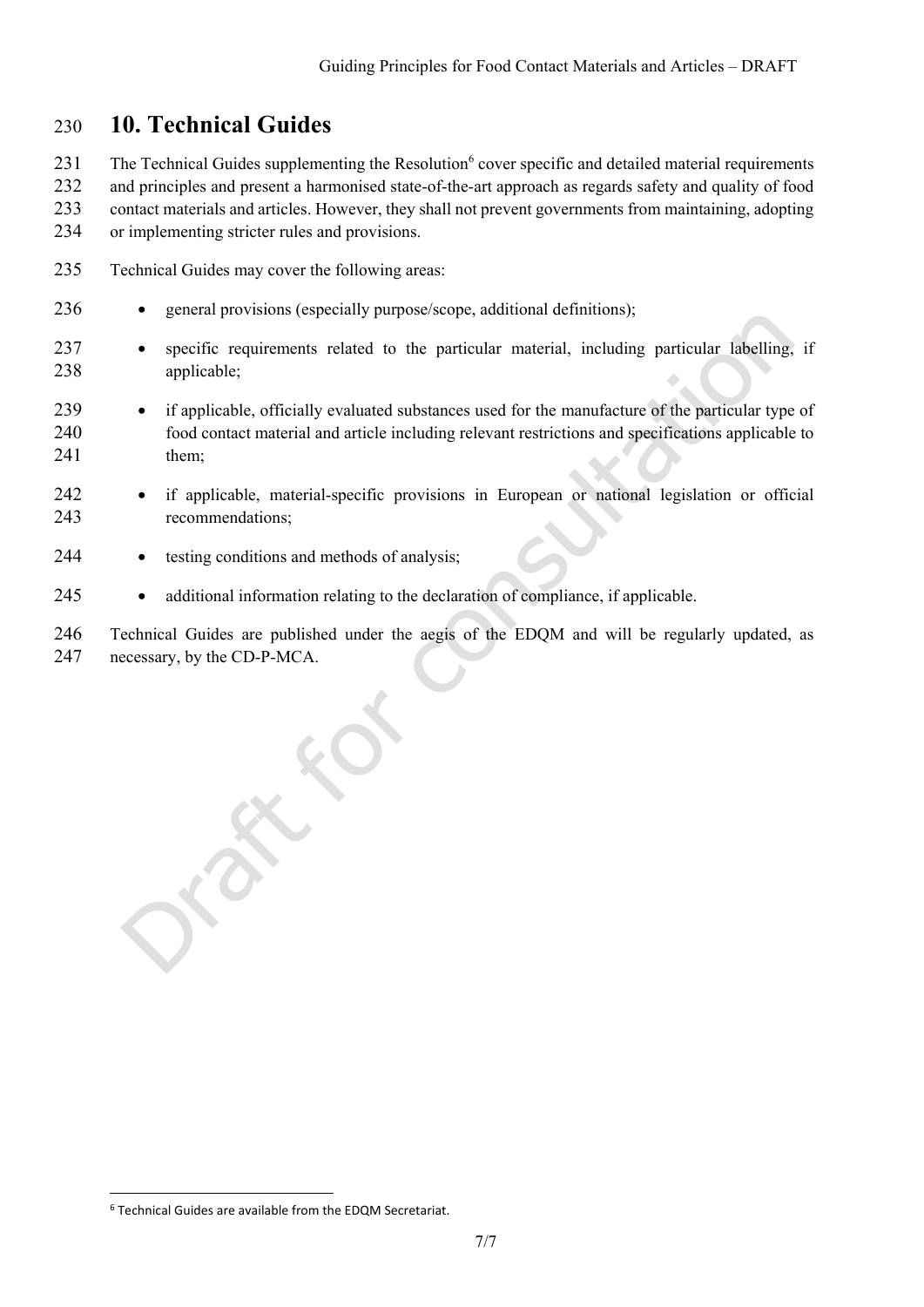## 10. Technical Guides

The Technical Guides supplementing the Resolution[6] cover specific and detailed material requirements and principles and present a harmonised state-of-the-art approach as regards safety and quality of food contact materials and articles. However, they shall not prevent governments from maintaining, adopting or implementing stricter rules and provisions.

Technical Guides may cover the following areas:

- general provisions (especially purpose/scope, additional definitions);
- specific requirements related to the particular material, including particular labelling, if applicable;
- if applicable, officially evaluated substances used for the manufacture of the particular type of food contact material and article including relevant restrictions and specifications applicable to them;
- if applicable, material-specific provisions in European or national legislation or official recommendations;
- testing conditions and methods of analysis;
- additional information relating to the declaration of compliance, if applicable.

Technical Guides are published under the aegis of the EDQM and will be regularly updated, as necessary, by the CD-P-MCA.

[6] Technical Guides are available from the EDQM Secretariat.